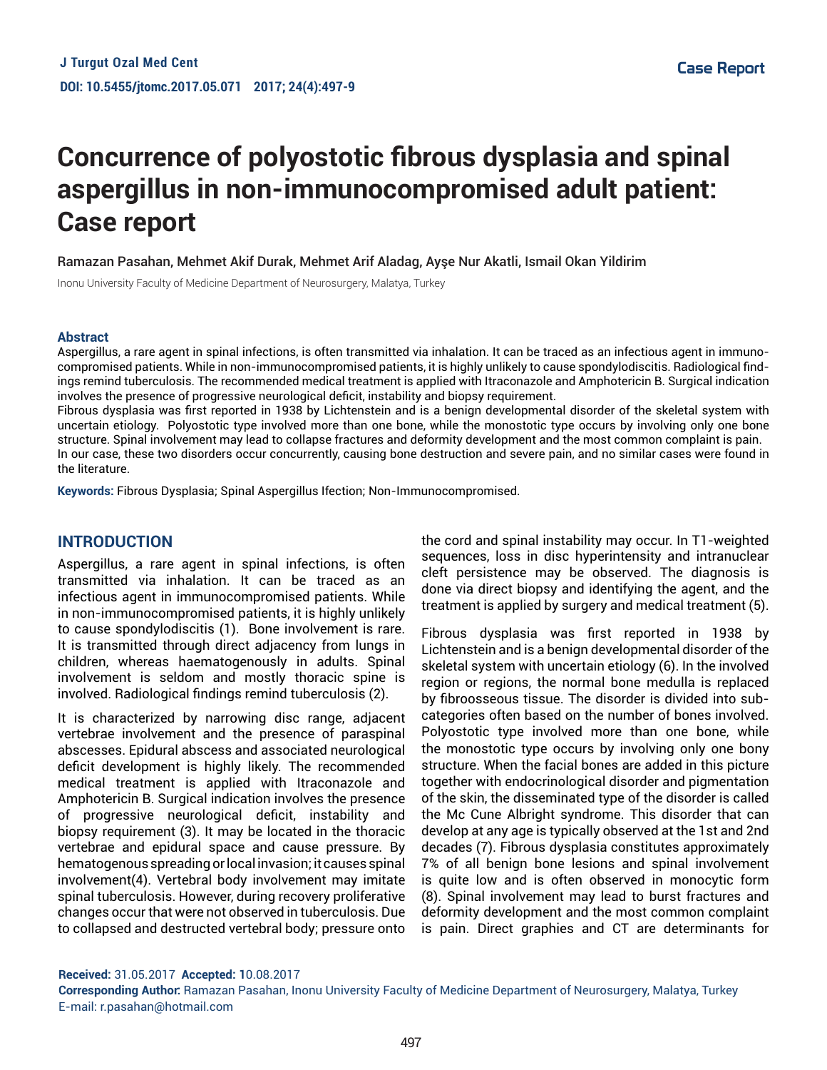Case Report

# Concurrence of polyostotic fibrous dysplasia and spinal aspergillus in non-immunocompromised adult patient: Case report

Ramazan Pasahan, Mehmet Akif Durak, Mehmet Arif Aladag, Ayşe Nur Akatli, Ismail Okan Yildirim

Inonu University Faculty of Medicine Department of Neurosurgery, Malatya, Turkey

### Abstract

Aspergillus, a rare agent in spinal infections, is often transmitted via inhalation. It can be traced as an infectious agent in immunocompromised patients. While in non-immunocompromised patients, it is highly unlikely to cause spondylodiscitis. Radiological findings remind tuberculosis. The recommended medical treatment is applied with Itraconazole and Amphotericin B. Surgical indication involves the presence of progressive neurological deficit, instability and biopsy requirement.

Fibrous dysplasia was first reported in 1938 by Lichtenstein and is a benign developmental disorder of the skeletal system with uncertain etiology. Polyostotic type involved more than one bone, while the monostotic type occurs by involving only one bone structure. Spinal involvement may lead to collapse fractures and deformity development and the most common complaint is pain.

In our case, these two disorders occur concurrently, causing bone destruction and severe pain, and no similar cases were found in the literature.

**Keywords:** Fibrous Dysplasia; Spinal Aspergillus Ifection; Non-Immunocompromised.

## INTRODUCTION

Aspergillus, a rare agent in spinal infections, is often transmitted via inhalation. It can be traced as an infectious agent in immunocompromised patients. While in non-immunocompromised patients, it is highly unlikely to cause spondylodiscitis (1). Bone involvement is rare. It is transmitted through direct adjacency from lungs in children, whereas haematogenously in adults. Spinal involvement is seldom and mostly thoracic spine is involved. Radiological findings remind tuberculosis (2).

It is characterized by narrowing disc range, adjacent vertebrae involvement and the presence of paraspinal abscesses. Epidural abscess and associated neurological deficit development is highly likely. The recommended medical treatment is applied with Itraconazole and Amphotericin B. Surgical indication involves the presence of progressive neurological deficit, instability and biopsy requirement (3). It may be located in the thoracic vertebrae and epidural space and cause pressure. By hematogenous spreading or local invasion; it causes spinal involvement(4). Vertebral body involvement may imitate spinal tuberculosis. However, during recovery proliferative changes occur that were not observed in tuberculosis. Due to collapsed and destructed vertebral body; pressure onto the cord and spinal instability may occur. In T1-weighted sequences, loss in disc hyperintensity and intranuclear cleft persistence may be observed. The diagnosis is done via direct biopsy and identifying the agent, and the treatment is applied by surgery and medical treatment (5).

Fibrous dysplasia was first reported in 1938 by Lichtenstein and is a benign developmental disorder of the skeletal system with uncertain etiology (6). In the involved region or regions, the normal bone medulla is replaced by fibroosseous tissue. The disorder is divided into subcategories often based on the number of bones involved. Polyostotic type involved more than one bone, while the monostotic type occurs by involving only one bony structure. When the facial bones are added in this picture together with endocrinological disorder and pigmentation of the skin, the disseminated type of the disorder is called the Mc Cune Albright syndrome. This disorder that can develop at any age is typically observed at the 1st and 2nd decades (7). Fibrous dysplasia constitutes approximately 7% of all benign bone lesions and spinal involvement is quite low and is often observed in monocytic form (8). Spinal involvement may lead to burst fractures and deformity development and the most common complaint is pain. Direct graphies and CT are determinants for

**Received:** 31.05.2017 **Accepted:** 10.08.2017
**Corresponding Author:** Ramazan Pasahan, Inonu University Faculty of Medicine Department of Neurosurgery, Malatya, Turkey
E-mail: r.pasahan@hotmail.com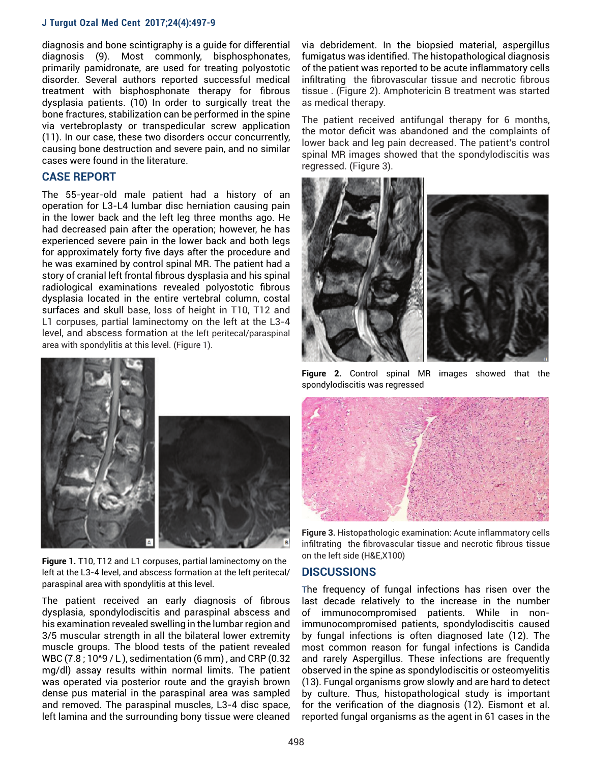diagnosis and bone scintigraphy is a guide for differential diagnosis (9). Most commonly, bisphosphonates, primarily pamidronate, are used for treating polyostotic disorder. Several authors reported successful medical treatment with bisphosphonate therapy for fibrous dysplasia patients. (10) In order to surgically treat the bone fractures, stabilization can be performed in the spine via vertebroplasty or transpedicular screw application (11). In our case, these two disorders occur concurrently, causing bone destruction and severe pain, and no similar cases were found in the literature.

## CASE REPORT

The 55-year-old male patient had a history of an operation for L3-L4 lumbar disc herniation causing pain in the lower back and the left leg three months ago. He had decreased pain after the operation; however, he has experienced severe pain in the lower back and both legs for approximately forty five days after the procedure and he was examined by control spinal MR. The patient had a story of cranial left frontal fibrous dysplasia and his spinal radiological examinations revealed polyostotic fibrous dysplasia located in the entire vertebral column, costal surfaces and skull base, loss of height in T10, T12 and L1 corpuses, partial laminectomy on the left at the L3-4 level, and abscess formation at the left peritecal/paraspinal area with spondylitis at this level. (Figure 1).

**Figure 1.** T10, T12 and L1 corpuses, partial laminectomy on the left at the L3-4 level, and abscess formation at the left peritecal/paraspinal area with spondylitis at this level.

The patient received an early diagnosis of fibrous dysplasia, spondylodiscitis and paraspinal abscess and his examination revealed swelling in the lumbar region and 3/5 muscular strength in all the bilateral lower extremity muscle groups. The blood tests of the patient revealed WBC (7.8 ; 10^9 / L ), sedimentation (6 mm) , and CRP (0.32 mg/dl) assay results within normal limits. The patient was operated via posterior route and the grayish brown dense pus material in the paraspinal area was sampled and removed. The paraspinal muscles, L3-4 disc space, left lamina and the surrounding bony tissue were cleaned via debridement. In the biopsied material, aspergillus fumigatus was identified. The histopathological diagnosis of the patient was reported to be acute inflammatory cells infiltrating the fibrovascular tissue and necrotic fibrous tissue . (Figure 2). Amphotericin B treatment was started as medical therapy.

The patient received antifungal therapy for 6 months, the motor deficit was abandoned and the complaints of lower back and leg pain decreased. The patient's control spinal MR images showed that the spondylodiscitis was regressed. (Figure 3).

**Figure 2.** Control spinal MR images showed that the spondylodiscitis was regressed

**Figure 3.** Histopathologic examination: Acute inflammatory cells infiltrating the fibrovascular tissue and necrotic fibrous tissue on the left side (H&E,X100)

## DISCUSSIONS

The frequency of fungal infections has risen over the last decade relatively to the increase in the number of immunocompromised patients. While in non-immunocompromised patients, spondylodiscitis caused by fungal infections is often diagnosed late (12). The most common reason for fungal infections is Candida and rarely Aspergillus. These infections are frequently observed in the spine as spondylodiscitis or osteomyelitis (13). Fungal organisms grow slowly and are hard to detect by culture. Thus, histopathological study is important for the verification of the diagnosis (12). Eismont et al. reported fungal organisms as the agent in 61 cases in the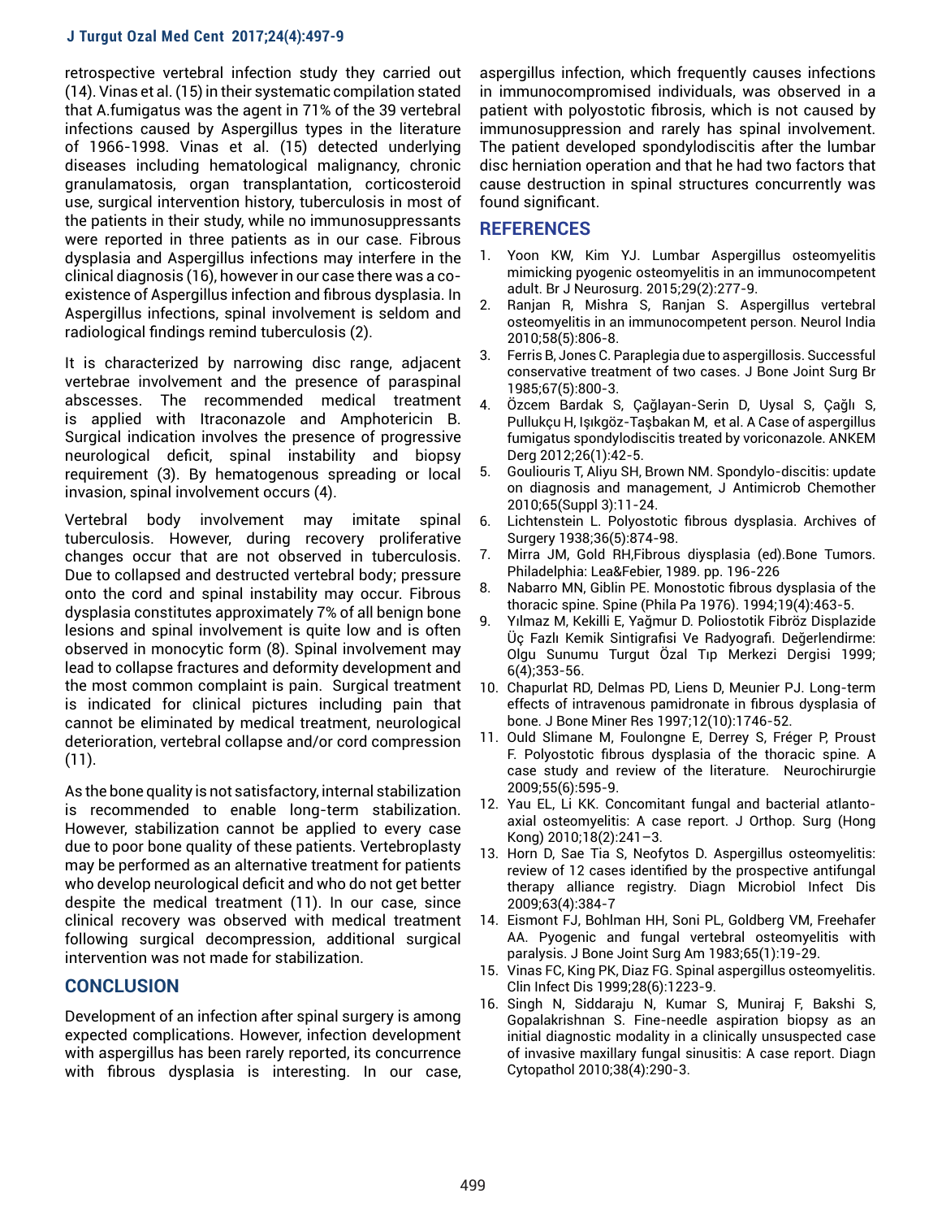retrospective vertebral infection study they carried out (14). Vinas et al. (15) in their systematic compilation stated that A.fumigatus was the agent in 71% of the 39 vertebral infections caused by Aspergillus types in the literature of 1966-1998. Vinas et al. (15) detected underlying diseases including hematological malignancy, chronic granulamatosis, organ transplantation, corticosteroid use, surgical intervention history, tuberculosis in most of the patients in their study, while no immunosuppressants were reported in three patients as in our case. Fibrous dysplasia and Aspergillus infections may interfere in the clinical diagnosis (16), however in our case there was a co-existence of Aspergillus infection and fibrous dysplasia. In Aspergillus infections, spinal involvement is seldom and radiological findings remind tuberculosis (2).

It is characterized by narrowing disc range, adjacent vertebrae involvement and the presence of paraspinal abscesses. The recommended medical treatment is applied with Itraconazole and Amphotericin B. Surgical indication involves the presence of progressive neurological deficit, spinal instability and biopsy requirement (3). By hematogenous spreading or local invasion, spinal involvement occurs (4).

Vertebral body involvement may imitate spinal tuberculosis. However, during recovery proliferative changes occur that are not observed in tuberculosis. Due to collapsed and destructed vertebral body; pressure onto the cord and spinal instability may occur. Fibrous dysplasia constitutes approximately 7% of all benign bone lesions and spinal involvement is quite low and is often observed in monocytic form (8). Spinal involvement may lead to collapse fractures and deformity development and the most common complaint is pain. Surgical treatment is indicated for clinical pictures including pain that cannot be eliminated by medical treatment, neurological deterioration, vertebral collapse and/or cord compression (11).

As the bone quality is not satisfactory, internal stabilization is recommended to enable long-term stabilization. However, stabilization cannot be applied to every case due to poor bone quality of these patients. Vertebroplasty may be performed as an alternative treatment for patients who develop neurological deficit and who do not get better despite the medical treatment (11). In our case, since clinical recovery was observed with medical treatment following surgical decompression, additional surgical intervention was not made for stabilization.

## CONCLUSION

Development of an infection after spinal surgery is among expected complications. However, infection development with aspergillus has been rarely reported, its concurrence with fibrous dysplasia is interesting. In our case, aspergillus infection, which frequently causes infections in immunocompromised individuals, was observed in a patient with polyostotic fibrosis, which is not caused by immunosuppression and rarely has spinal involvement. The patient developed spondylodiscitis after the lumbar disc herniation operation and that he had two factors that cause destruction in spinal structures concurrently was found significant.

## REFERENCES

1. Yoon KW, Kim YJ. Lumbar Aspergillus osteomyelitis mimicking pyogenic osteomyelitis in an immunocompetent adult. Br J Neurosurg. 2015;29(2):277-9.
2. Ranjan R, Mishra S, Ranjan S. Aspergillus vertebral osteomyelitis in an immunocompetent person. Neurol India 2010;58(5):806-8.
3. Ferris B, Jones C. Paraplegia due to aspergillosis. Successful conservative treatment of two cases. J Bone Joint Surg Br 1985;67(5):800-3.
4. Özcem Bardak S, Çağlayan-Serin D, Uysal S, Çağlı S, Pullukçu H, Işıkgöz-Taşbakan M, et al. A Case of aspergillus fumigatus spondylodiscitis treated by voriconazole. ANKEM Derg 2012;26(1):42-5.
5. Gouliouris T, Aliyu SH, Brown NM. Spondylo-discitis: update on diagnosis and management, J Antimicrob Chemother 2010;65(Suppl 3):11-24.
6. Lichtenstein L. Polyostotic fibrous dysplasia. Archives of Surgery 1938;36(5):874-98.
7. Mirra JM, Gold RH,Fibrous diysplasia (ed).Bone Tumors. Philadelphia: Lea&Febier, 1989. pp. 196-226
8. Nabarro MN, Giblin PE. Monostotic fibrous dysplasia of the thoracic spine. Spine (Phila Pa 1976). 1994;19(4):463-5.
9. Yılmaz M, Kekilli E, Yağmur D. Poliostotik Fibröz Displazide Üç Fazlı Kemik Sintigrafisi Ve Radyografı. Değerlendirme: Olgu Sunumu Turgut Özal Tıp Merkezi Dergisi 1999; 6(4);353-56.
10. Chapurlat RD, Delmas PD, Liens D, Meunier PJ. Long-term effects of intravenous pamidronate in fibrous dysplasia of bone. J Bone Miner Res 1997;12(10):1746-52.
11. Ould Slimane M, Foulongne E, Derrey S, Fréger P, Proust F. Polyostotic fibrous dysplasia of the thoracic spine. A case study and review of the literature. Neurochirurgie 2009;55(6):595-9.
12. Yau EL, Li KK. Concomitant fungal and bacterial atlanto-axial osteomyelitis: A case report. J Orthop. Surg (Hong Kong) 2010;18(2):241–3.
13. Horn D, Sae Tia S, Neofytos D. Aspergillus osteomyelitis: review of 12 cases identified by the prospective antifungal therapy alliance registry. Diagn Microbiol Infect Dis 2009;63(4):384-7
14. Eismont FJ, Bohlman HH, Soni PL, Goldberg VM, Freehafer AA. Pyogenic and fungal vertebral osteomyelitis with paralysis. J Bone Joint Surg Am 1983;65(1):19-29.
15. Vinas FC, King PK, Diaz FG. Spinal aspergillus osteomyelitis. Clin Infect Dis 1999;28(6):1223-9.
16. Singh N, Siddaraju N, Kumar S, Muniraj F, Bakshi S, Gopalakrishnan S. Fine-needle aspiration biopsy as an initial diagnostic modality in a clinically unsuspected case of invasive maxillary fungal sinusitis: A case report. Diagn Cytopathol 2010;38(4):290-3.